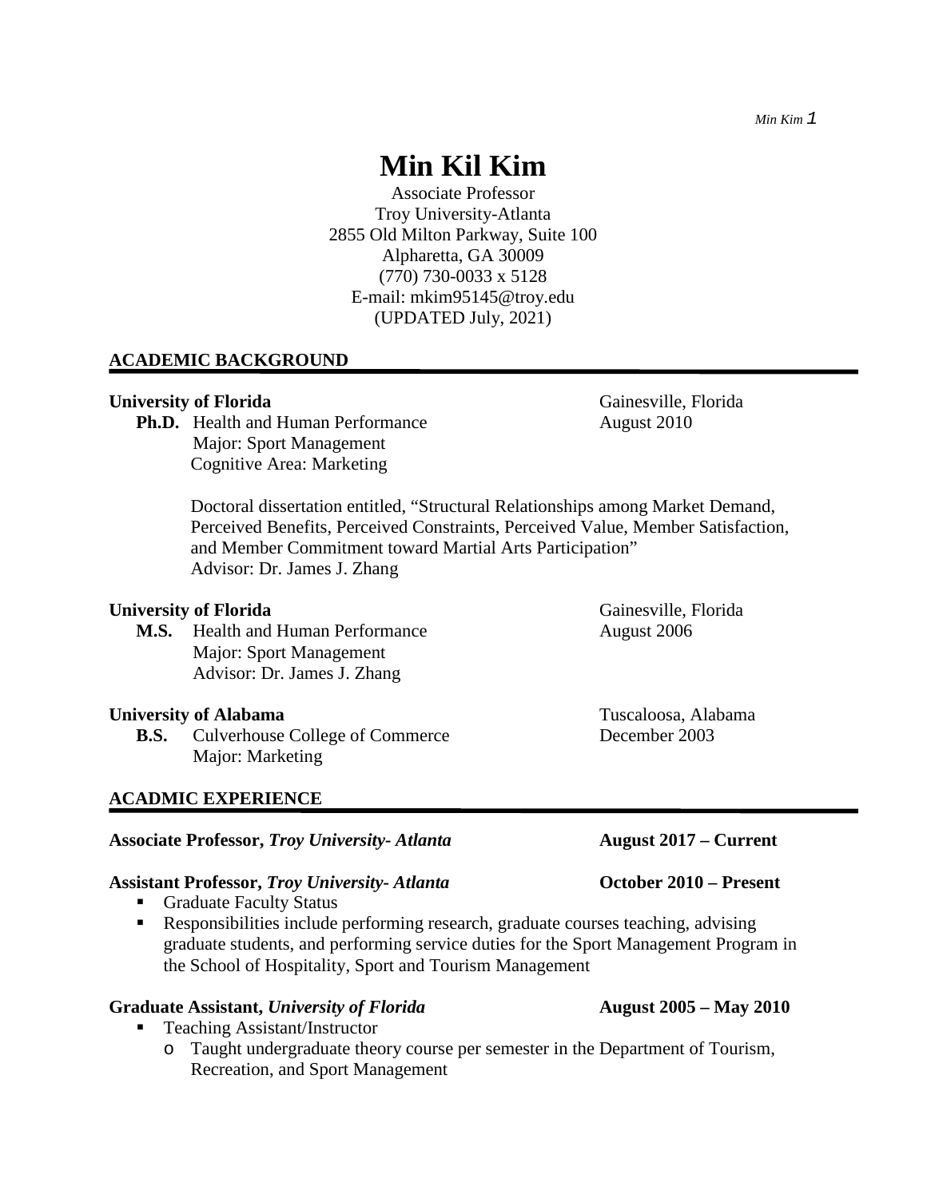# Min Kil Kim

Associate Professor
Troy University-Atlanta
2855 Old Milton Parkway, Suite 100
Alpharetta, GA 30009
(770) 730-0033 x 5128
E-mail: mkim95145@troy.edu
(UPDATED July, 2021)

## ACADEMIC BACKGROUND

**University of Florida** — Gainesville, Florida

**Ph.D.** Health and Human Performance — August 2010
Major: Sport Management
Cognitive Area: Marketing

Doctoral dissertation entitled, "Structural Relationships among Market Demand, Perceived Benefits, Perceived Constraints, Perceived Value, Member Satisfaction, and Member Commitment toward Martial Arts Participation"
Advisor: Dr. James J. Zhang

**University of Florida** — Gainesville, Florida

**M.S.** Health and Human Performance — August 2006
Major: Sport Management
Advisor: Dr. James J. Zhang

**University of Alabama** — Tuscaloosa, Alabama

**B.S.** Culverhouse College of Commerce — December 2003
Major: Marketing

## ACADMIC EXPERIENCE

**Associate Professor, *Troy University- Atlanta*** — **August 2017 – Current**

**Assistant Professor, *Troy University- Atlanta*** — **October 2010 – Present**

- Graduate Faculty Status
- Responsibilities include performing research, graduate courses teaching, advising graduate students, and performing service duties for the Sport Management Program in the School of Hospitality, Sport and Tourism Management

**Graduate Assistant, *University of Florida*** — **August 2005 – May 2010**

- Teaching Assistant/Instructor
  - Taught undergraduate theory course per semester in the Department of Tourism, Recreation, and Sport Management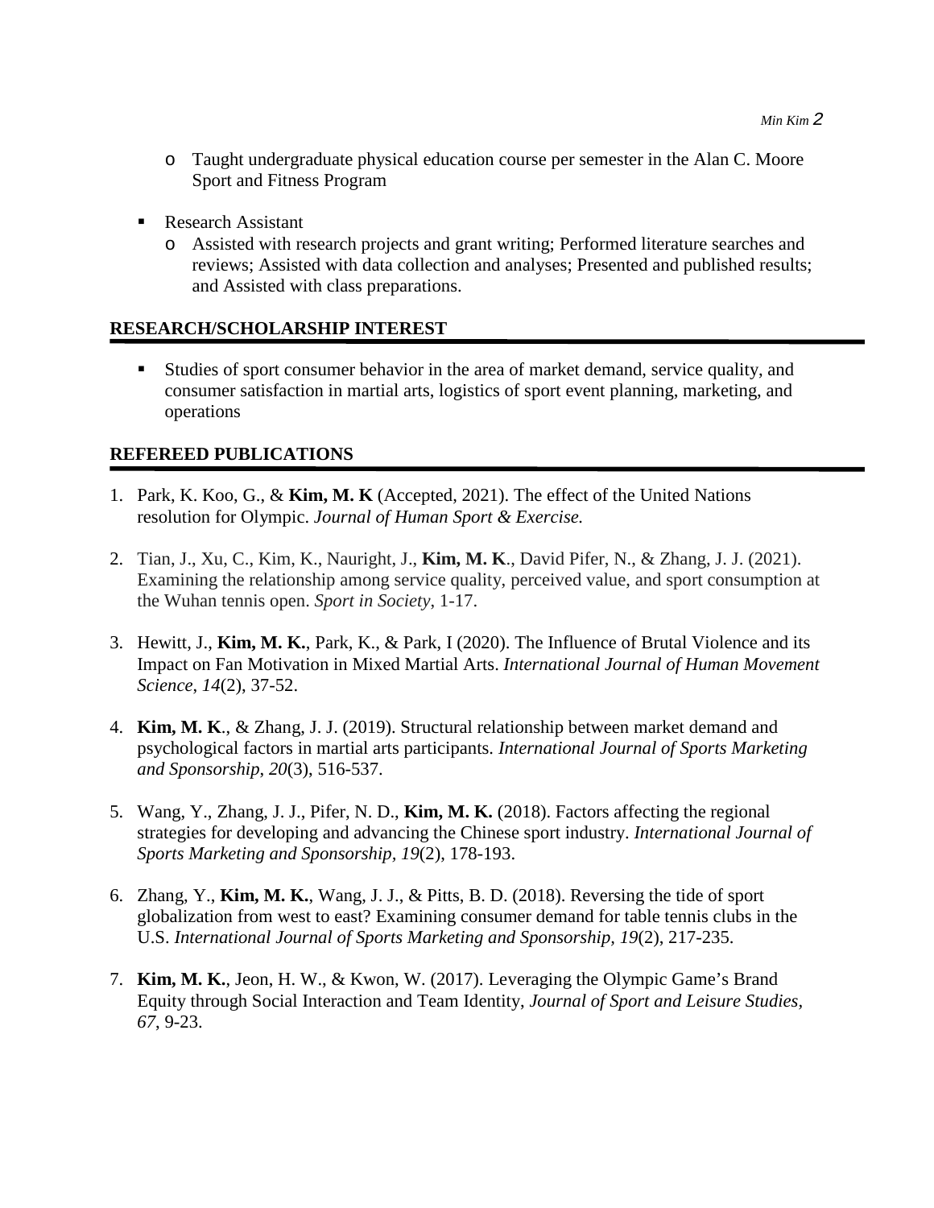- Taught undergraduate physical education course per semester in the Alan C. Moore Sport and Fitness Program

- Research Assistant
  - Assisted with research projects and grant writing; Performed literature searches and reviews; Assisted with data collection and analyses; Presented and published results; and Assisted with class preparations.

## RESEARCH/SCHOLARSHIP INTEREST

- Studies of sport consumer behavior in the area of market demand, service quality, and consumer satisfaction in martial arts, logistics of sport event planning, marketing, and operations

## REFEREED PUBLICATIONS

1. Park, K. Koo, G., & **Kim, M. K** (Accepted, 2021). The effect of the United Nations resolution for Olympic. *Journal of Human Sport & Exercise.*

2. Tian, J., Xu, C., Kim, K., Nauright, J., **Kim, M. K**., David Pifer, N., & Zhang, J. J. (2021). Examining the relationship among service quality, perceived value, and sport consumption at the Wuhan tennis open. *Sport in Society*, 1-17.

3. Hewitt, J., **Kim, M. K.**, Park, K., & Park, I (2020). The Influence of Brutal Violence and its Impact on Fan Motivation in Mixed Martial Arts. *International Journal of Human Movement Science*, *14*(2), 37-52.

4. **Kim, M. K**., & Zhang, J. J. (2019). Structural relationship between market demand and psychological factors in martial arts participants. *International Journal of Sports Marketing and Sponsorship*, *20*(3), 516-537.

5. Wang, Y., Zhang, J. J., Pifer, N. D., **Kim, M. K.** (2018). Factors affecting the regional strategies for developing and advancing the Chinese sport industry. *International Journal of Sports Marketing and Sponsorship*, *19*(2), 178-193.

6. Zhang, Y., **Kim, M. K.**, Wang, J. J., & Pitts, B. D. (2018). Reversing the tide of sport globalization from west to east? Examining consumer demand for table tennis clubs in the U.S. *International Journal of Sports Marketing and Sponsorship, 19*(2), 217-235.

7. **Kim, M. K.**, Jeon, H. W., & Kwon, W. (2017). Leveraging the Olympic Game's Brand Equity through Social Interaction and Team Identity, *Journal of Sport and Leisure Studies, 67*, 9-23.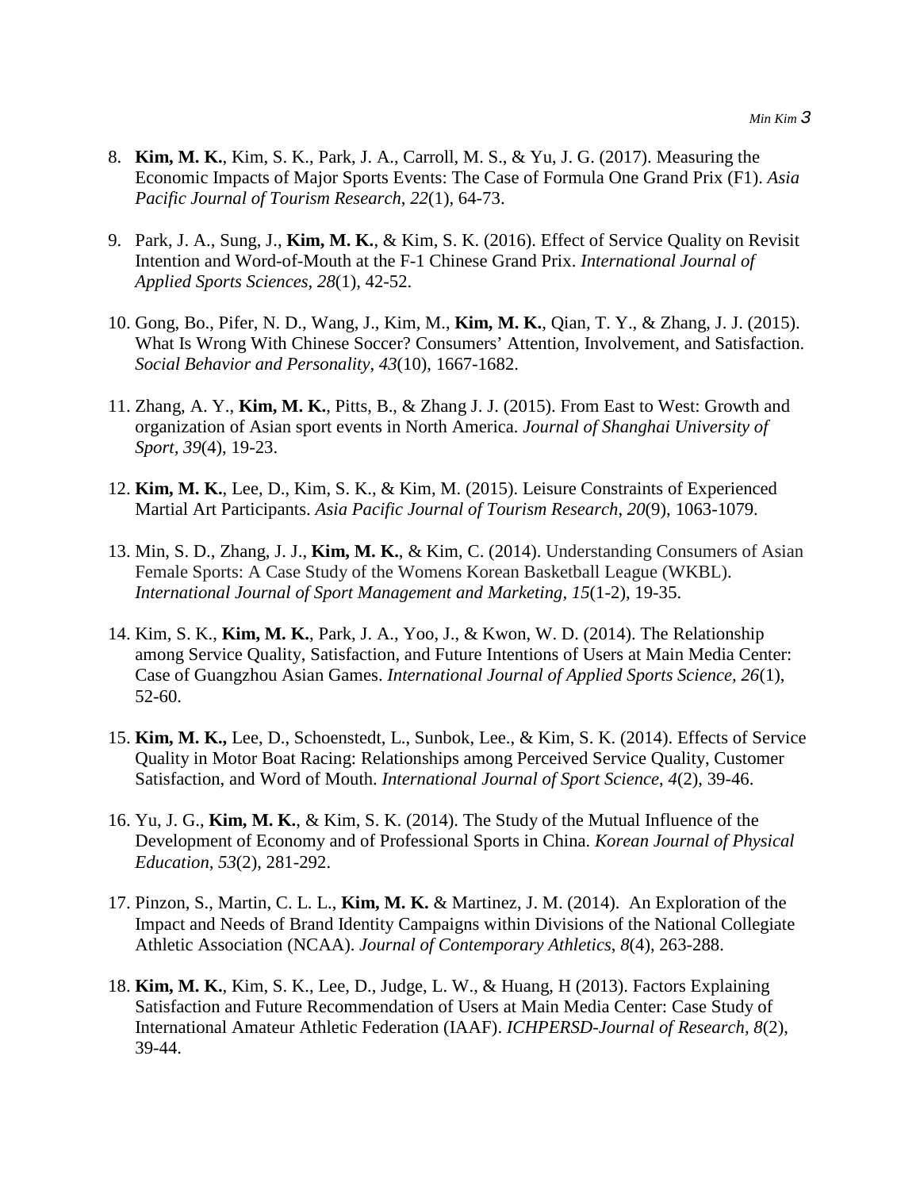8. **Kim, M. K.**, Kim, S. K., Park, J. A., Carroll, M. S., & Yu, J. G. (2017). Measuring the Economic Impacts of Major Sports Events: The Case of Formula One Grand Prix (F1). *Asia Pacific Journal of Tourism Research*, *22*(1), 64-73.

9. Park, J. A., Sung, J., **Kim, M. K.**, & Kim, S. K. (2016). Effect of Service Quality on Revisit Intention and Word-of-Mouth at the F-1 Chinese Grand Prix. *International Journal of Applied Sports Sciences*, *28*(1), 42-52.

10. Gong, Bo., Pifer, N. D., Wang, J., Kim, M., **Kim, M. K.**, Qian, T. Y., & Zhang, J. J. (2015). What Is Wrong With Chinese Soccer? Consumers' Attention, Involvement, and Satisfaction. *Social Behavior and Personality*, *43*(10), 1667-1682.

11. Zhang, A. Y., **Kim, M. K.**, Pitts, B., & Zhang J. J. (2015). From East to West: Growth and organization of Asian sport events in North America. *Journal of Shanghai University of Sport, 39*(4), 19-23.

12. **Kim, M. K.**, Lee, D., Kim, S. K., & Kim, M. (2015). Leisure Constraints of Experienced Martial Art Participants. *Asia Pacific Journal of Tourism Research*, *20*(9), 1063-1079.

13. Min, S. D., Zhang, J. J., **Kim, M. K.**, & Kim, C. (2014). Understanding Consumers of Asian Female Sports: A Case Study of the Womens Korean Basketball League (WKBL). *International Journal of Sport Management and Marketing, 15*(1-2), 19-35.

14. Kim, S. K., **Kim, M. K.**, Park, J. A., Yoo, J., & Kwon, W. D. (2014). The Relationship among Service Quality, Satisfaction, and Future Intentions of Users at Main Media Center: Case of Guangzhou Asian Games. *International Journal of Applied Sports Science, 26*(1), 52-60.

15. **Kim, M. K.,** Lee, D., Schoenstedt, L., Sunbok, Lee., & Kim, S. K. (2014). Effects of Service Quality in Motor Boat Racing: Relationships among Perceived Service Quality, Customer Satisfaction, and Word of Mouth. *International Journal of Sport Science*, *4*(2), 39-46.

16. Yu, J. G., **Kim, M. K.**, & Kim, S. K. (2014). The Study of the Mutual Influence of the Development of Economy and of Professional Sports in China. *Korean Journal of Physical Education*, *53*(2), 281-292.

17. Pinzon, S., Martin, C. L. L., **Kim, M. K.** & Martinez, J. M. (2014). An Exploration of the Impact and Needs of Brand Identity Campaigns within Divisions of the National Collegiate Athletic Association (NCAA). *Journal of Contemporary Athletics*, *8*(4), 263-288.

18. **Kim, M. K.**, Kim, S. K., Lee, D., Judge, L. W., & Huang, H (2013). Factors Explaining Satisfaction and Future Recommendation of Users at Main Media Center: Case Study of International Amateur Athletic Federation (IAAF). *ICHPERSD-Journal of Research*, *8*(2), 39-44.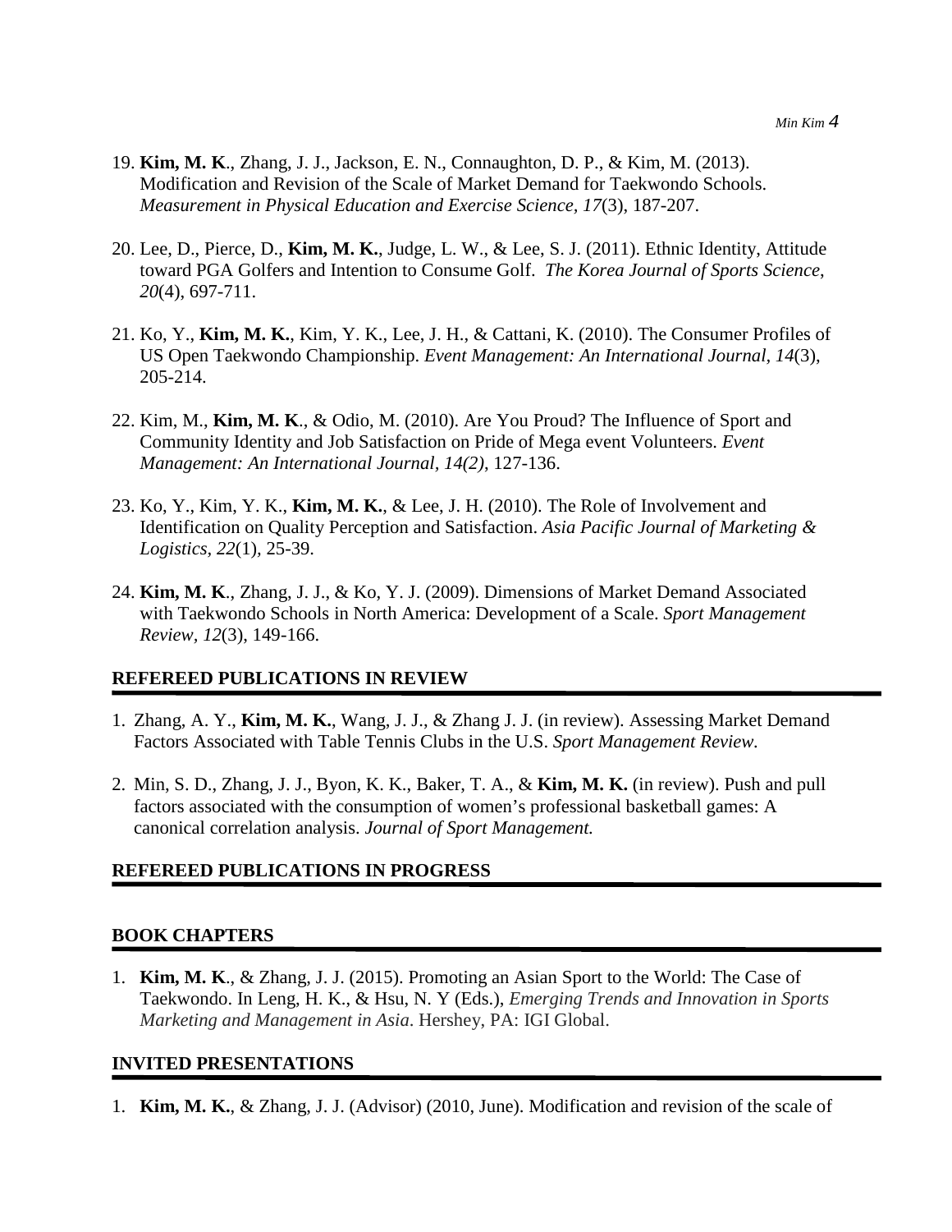19. **Kim, M. K**., Zhang, J. J., Jackson, E. N., Connaughton, D. P., & Kim, M. (2013). Modification and Revision of the Scale of Market Demand for Taekwondo Schools. *Measurement in Physical Education and Exercise Science, 17*(3), 187-207.

20. Lee, D., Pierce, D., **Kim, M. K.**, Judge, L. W., & Lee, S. J. (2011). Ethnic Identity, Attitude toward PGA Golfers and Intention to Consume Golf. *The Korea Journal of Sports Science*, *20*(4), 697-711.

21. Ko, Y., **Kim, M. K.**, Kim, Y. K., Lee, J. H., & Cattani, K. (2010). The Consumer Profiles of US Open Taekwondo Championship. *Event Management: An International Journal, 14*(3), 205-214.

22. Kim, M., **Kim, M. K**., & Odio, M. (2010). Are You Proud? The Influence of Sport and Community Identity and Job Satisfaction on Pride of Mega event Volunteers. *Event Management: An International Journal, 14(2)*, 127-136.

23. Ko, Y., Kim, Y. K., **Kim, M. K.**, & Lee, J. H. (2010). The Role of Involvement and Identification on Quality Perception and Satisfaction. *Asia Pacific Journal of Marketing & Logistics, 22*(1), 25-39.

24. **Kim, M. K**., Zhang, J. J., & Ko, Y. J. (2009). Dimensions of Market Demand Associated with Taekwondo Schools in North America: Development of a Scale. *Sport Management Review, 12*(3), 149-166.

## REFEREED PUBLICATIONS IN REVIEW

1. Zhang, A. Y., **Kim, M. K.**, Wang, J. J., & Zhang J. J. (in review). Assessing Market Demand Factors Associated with Table Tennis Clubs in the U.S. *Sport Management Review*.

2. Min, S. D., Zhang, J. J., Byon, K. K., Baker, T. A., & **Kim, M. K.** (in review). Push and pull factors associated with the consumption of women's professional basketball games: A canonical correlation analysis. *Journal of Sport Management.*

## REFEREED PUBLICATIONS IN PROGRESS

## BOOK CHAPTERS

1. **Kim, M. K**., & Zhang, J. J. (2015). Promoting an Asian Sport to the World: The Case of Taekwondo. In Leng, H. K., & Hsu, N. Y (Eds.), *Emerging Trends and Innovation in Sports Marketing and Management in Asia*. Hershey, PA: IGI Global.

## INVITED PRESENTATIONS

1. **Kim, M. K.**, & Zhang, J. J. (Advisor) (2010, June). Modification and revision of the scale of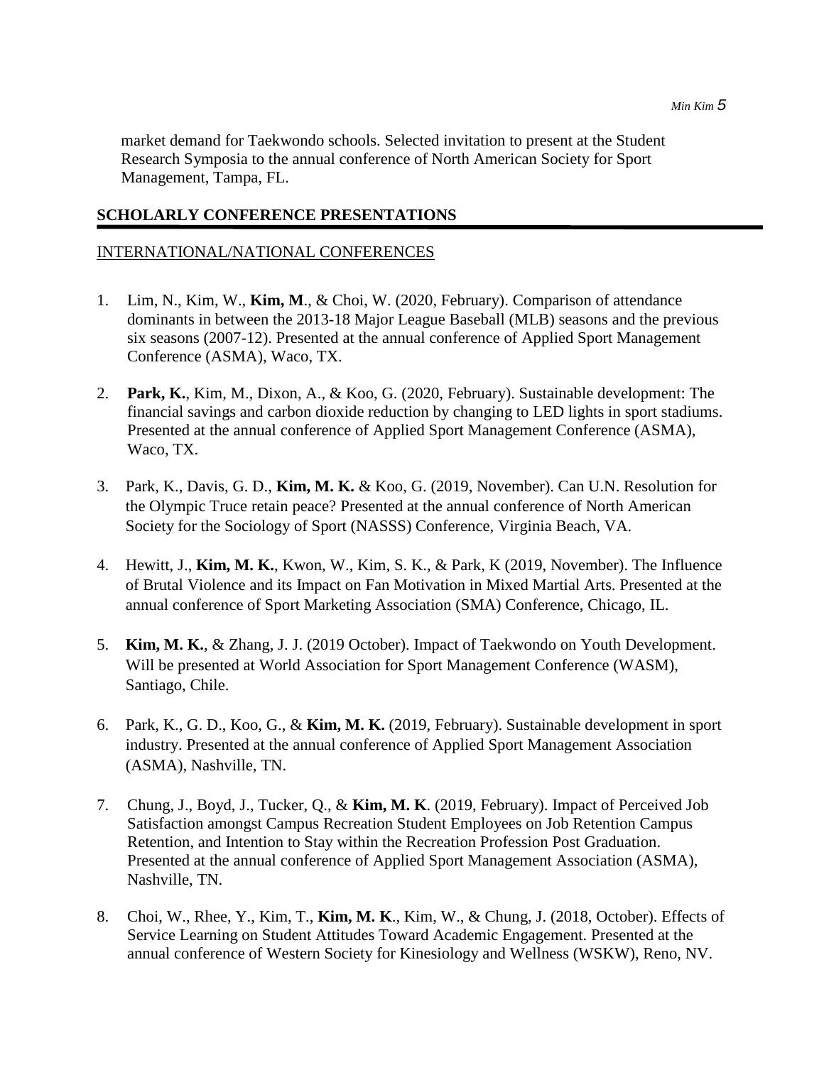market demand for Taekwondo schools. Selected invitation to present at the Student Research Symposia to the annual conference of North American Society for Sport Management, Tampa, FL.

## SCHOLARLY CONFERENCE PRESENTATIONS

INTERNATIONAL/NATIONAL CONFERENCES

1. Lim, N., Kim, W., **Kim, M**., & Choi, W. (2020, February). Comparison of attendance dominants in between the 2013-18 Major League Baseball (MLB) seasons and the previous six seasons (2007-12). Presented at the annual conference of Applied Sport Management Conference (ASMA), Waco, TX.

2. **Park, K.**, Kim, M., Dixon, A., & Koo, G. (2020, February). Sustainable development: The financial savings and carbon dioxide reduction by changing to LED lights in sport stadiums. Presented at the annual conference of Applied Sport Management Conference (ASMA), Waco, TX.

3. Park, K., Davis, G. D., **Kim, M. K.** & Koo, G. (2019, November). Can U.N. Resolution for the Olympic Truce retain peace? Presented at the annual conference of North American Society for the Sociology of Sport (NASSS) Conference, Virginia Beach, VA.

4. Hewitt, J., **Kim, M. K.**, Kwon, W., Kim, S. K., & Park, K (2019, November). The Influence of Brutal Violence and its Impact on Fan Motivation in Mixed Martial Arts. Presented at the annual conference of Sport Marketing Association (SMA) Conference, Chicago, IL.

5. **Kim, M. K.**, & Zhang, J. J. (2019 October). Impact of Taekwondo on Youth Development. Will be presented at World Association for Sport Management Conference (WASM), Santiago, Chile.

6. Park, K., G. D., Koo, G., & **Kim, M. K.** (2019, February). Sustainable development in sport industry. Presented at the annual conference of Applied Sport Management Association (ASMA), Nashville, TN.

7. Chung, J., Boyd, J., Tucker, Q., & **Kim, M. K**. (2019, February). Impact of Perceived Job Satisfaction amongst Campus Recreation Student Employees on Job Retention Campus Retention, and Intention to Stay within the Recreation Profession Post Graduation. Presented at the annual conference of Applied Sport Management Association (ASMA), Nashville, TN.

8. Choi, W., Rhee, Y., Kim, T., **Kim, M. K**., Kim, W., & Chung, J. (2018, October). Effects of Service Learning on Student Attitudes Toward Academic Engagement. Presented at the annual conference of Western Society for Kinesiology and Wellness (WSKW), Reno, NV.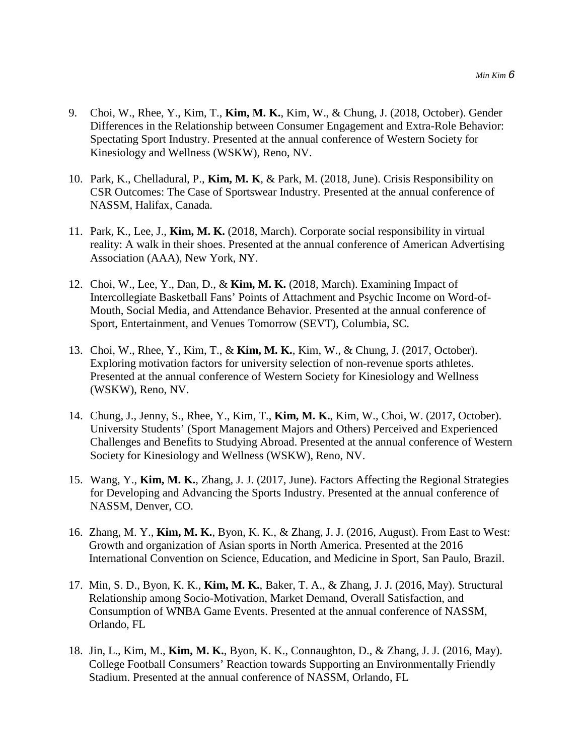9. Choi, W., Rhee, Y., Kim, T., **Kim, M. K.**, Kim, W., & Chung, J. (2018, October). Gender Differences in the Relationship between Consumer Engagement and Extra-Role Behavior: Spectating Sport Industry. Presented at the annual conference of Western Society for Kinesiology and Wellness (WSKW), Reno, NV.

10. Park, K., Chelladural, P., **Kim, M. K**, & Park, M. (2018, June). Crisis Responsibility on CSR Outcomes: The Case of Sportswear Industry. Presented at the annual conference of NASSM, Halifax, Canada.

11. Park, K., Lee, J., **Kim, M. K.** (2018, March). Corporate social responsibility in virtual reality: A walk in their shoes. Presented at the annual conference of American Advertising Association (AAA), New York, NY.

12. Choi, W., Lee, Y., Dan, D., & **Kim, M. K.** (2018, March). Examining Impact of Intercollegiate Basketball Fans' Points of Attachment and Psychic Income on Word-of-Mouth, Social Media, and Attendance Behavior. Presented at the annual conference of Sport, Entertainment, and Venues Tomorrow (SEVT), Columbia, SC.

13. Choi, W., Rhee, Y., Kim, T., & **Kim, M. K.**, Kim, W., & Chung, J. (2017, October). Exploring motivation factors for university selection of non-revenue sports athletes. Presented at the annual conference of Western Society for Kinesiology and Wellness (WSKW), Reno, NV.

14. Chung, J., Jenny, S., Rhee, Y., Kim, T., **Kim, M. K.**, Kim, W., Choi, W. (2017, October). University Students' (Sport Management Majors and Others) Perceived and Experienced Challenges and Benefits to Studying Abroad. Presented at the annual conference of Western Society for Kinesiology and Wellness (WSKW), Reno, NV.

15. Wang, Y., **Kim, M. K.**, Zhang, J. J. (2017, June). Factors Affecting the Regional Strategies for Developing and Advancing the Sports Industry. Presented at the annual conference of NASSM, Denver, CO.

16. Zhang, M. Y., **Kim, M. K.**, Byon, K. K., & Zhang, J. J. (2016, August). From East to West: Growth and organization of Asian sports in North America. Presented at the 2016 International Convention on Science, Education, and Medicine in Sport, San Paulo, Brazil.

17. Min, S. D., Byon, K. K., **Kim, M. K.**, Baker, T. A., & Zhang, J. J. (2016, May). Structural Relationship among Socio-Motivation, Market Demand, Overall Satisfaction, and Consumption of WNBA Game Events. Presented at the annual conference of NASSM, Orlando, FL

18. Jin, L., Kim, M., **Kim, M. K.**, Byon, K. K., Connaughton, D., & Zhang, J. J. (2016, May). College Football Consumers' Reaction towards Supporting an Environmentally Friendly Stadium. Presented at the annual conference of NASSM, Orlando, FL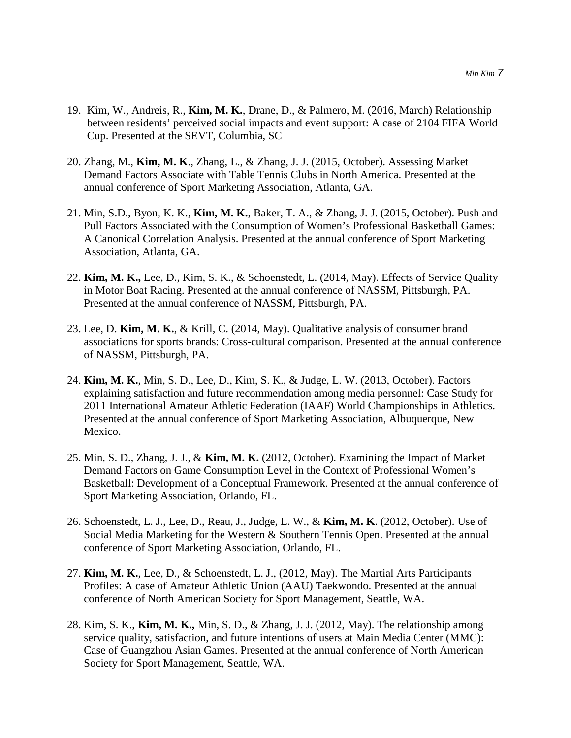19. Kim, W., Andreis, R., **Kim, M. K.**, Drane, D., & Palmero, M. (2016, March) Relationship between residents' perceived social impacts and event support: A case of 2104 FIFA World Cup. Presented at the SEVT, Columbia, SC

20. Zhang, M., **Kim, M. K**., Zhang, L., & Zhang, J. J. (2015, October). Assessing Market Demand Factors Associate with Table Tennis Clubs in North America. Presented at the annual conference of Sport Marketing Association, Atlanta, GA.

21. Min, S.D., Byon, K. K., **Kim, M. K.**, Baker, T. A., & Zhang, J. J. (2015, October). Push and Pull Factors Associated with the Consumption of Women's Professional Basketball Games: A Canonical Correlation Analysis. Presented at the annual conference of Sport Marketing Association, Atlanta, GA.

22. **Kim, M. K.,** Lee, D., Kim, S. K., & Schoenstedt, L. (2014, May). Effects of Service Quality in Motor Boat Racing. Presented at the annual conference of NASSM, Pittsburgh, PA. Presented at the annual conference of NASSM, Pittsburgh, PA.

23. Lee, D. **Kim, M. K.**, & Krill, C. (2014, May). Qualitative analysis of consumer brand associations for sports brands: Cross-cultural comparison. Presented at the annual conference of NASSM, Pittsburgh, PA.

24. **Kim, M. K.**, Min, S. D., Lee, D., Kim, S. K., & Judge, L. W. (2013, October). Factors explaining satisfaction and future recommendation among media personnel: Case Study for 2011 International Amateur Athletic Federation (IAAF) World Championships in Athletics. Presented at the annual conference of Sport Marketing Association, Albuquerque, New Mexico.

25. Min, S. D., Zhang, J. J., & **Kim, M. K.** (2012, October). Examining the Impact of Market Demand Factors on Game Consumption Level in the Context of Professional Women's Basketball: Development of a Conceptual Framework. Presented at the annual conference of Sport Marketing Association, Orlando, FL.

26. Schoenstedt, L. J., Lee, D., Reau, J., Judge, L. W., & **Kim, M. K**. (2012, October). Use of Social Media Marketing for the Western & Southern Tennis Open. Presented at the annual conference of Sport Marketing Association, Orlando, FL.

27. **Kim, M. K.**, Lee, D., & Schoenstedt, L. J., (2012, May). The Martial Arts Participants Profiles: A case of Amateur Athletic Union (AAU) Taekwondo. Presented at the annual conference of North American Society for Sport Management, Seattle, WA.

28. Kim, S. K., **Kim, M. K.,** Min, S. D., & Zhang, J. J. (2012, May). The relationship among service quality, satisfaction, and future intentions of users at Main Media Center (MMC): Case of Guangzhou Asian Games. Presented at the annual conference of North American Society for Sport Management, Seattle, WA.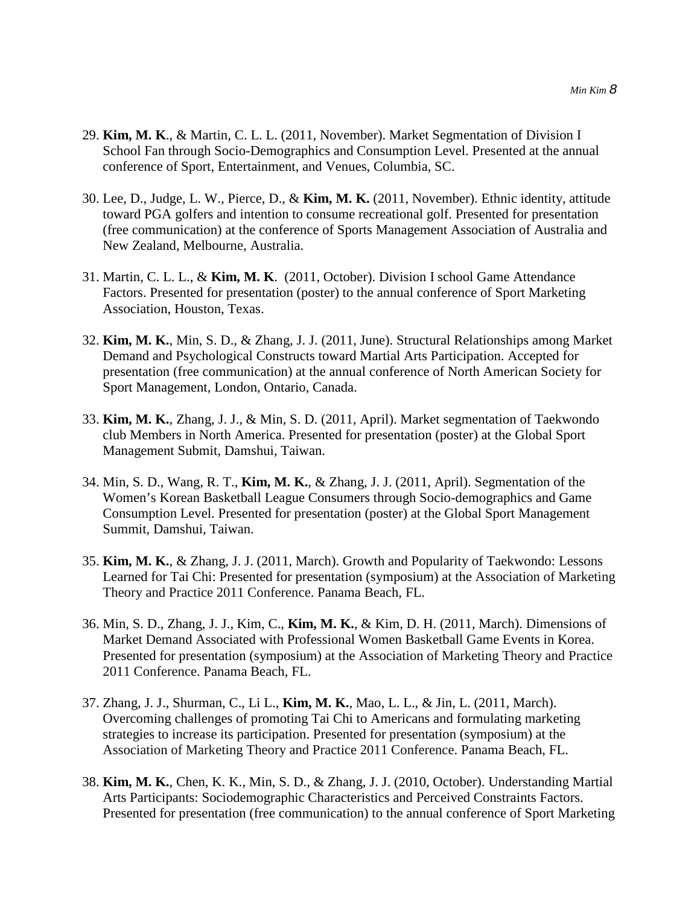29. **Kim, M. K**., & Martin, C. L. L. (2011, November). Market Segmentation of Division I School Fan through Socio-Demographics and Consumption Level. Presented at the annual conference of Sport, Entertainment, and Venues, Columbia, SC.

30. Lee, D., Judge, L. W., Pierce, D., & **Kim, M. K.** (2011, November). Ethnic identity, attitude toward PGA golfers and intention to consume recreational golf. Presented for presentation (free communication) at the conference of Sports Management Association of Australia and New Zealand, Melbourne, Australia.

31. Martin, C. L. L., & **Kim, M. K**. (2011, October). Division I school Game Attendance Factors. Presented for presentation (poster) to the annual conference of Sport Marketing Association, Houston, Texas.

32. **Kim, M. K.**, Min, S. D., & Zhang, J. J. (2011, June). Structural Relationships among Market Demand and Psychological Constructs toward Martial Arts Participation. Accepted for presentation (free communication) at the annual conference of North American Society for Sport Management, London, Ontario, Canada.

33. **Kim, M. K.**, Zhang, J. J., & Min, S. D. (2011, April). Market segmentation of Taekwondo club Members in North America. Presented for presentation (poster) at the Global Sport Management Submit, Damshui, Taiwan.

34. Min, S. D., Wang, R. T., **Kim, M. K.**, & Zhang, J. J. (2011, April). Segmentation of the Women's Korean Basketball League Consumers through Socio-demographics and Game Consumption Level. Presented for presentation (poster) at the Global Sport Management Summit, Damshui, Taiwan.

35. **Kim, M. K.**, & Zhang, J. J. (2011, March). Growth and Popularity of Taekwondo: Lessons Learned for Tai Chi: Presented for presentation (symposium) at the Association of Marketing Theory and Practice 2011 Conference. Panama Beach, FL.

36. Min, S. D., Zhang, J. J., Kim, C., **Kim, M. K.**, & Kim, D. H. (2011, March). Dimensions of Market Demand Associated with Professional Women Basketball Game Events in Korea. Presented for presentation (symposium) at the Association of Marketing Theory and Practice 2011 Conference. Panama Beach, FL.

37. Zhang, J. J., Shurman, C., Li L., **Kim, M. K.**, Mao, L. L., & Jin, L. (2011, March). Overcoming challenges of promoting Tai Chi to Americans and formulating marketing strategies to increase its participation. Presented for presentation (symposium) at the Association of Marketing Theory and Practice 2011 Conference. Panama Beach, FL.

38. **Kim, M. K.**, Chen, K. K., Min, S. D., & Zhang, J. J. (2010, October). Understanding Martial Arts Participants: Sociodemographic Characteristics and Perceived Constraints Factors. Presented for presentation (free communication) to the annual conference of Sport Marketing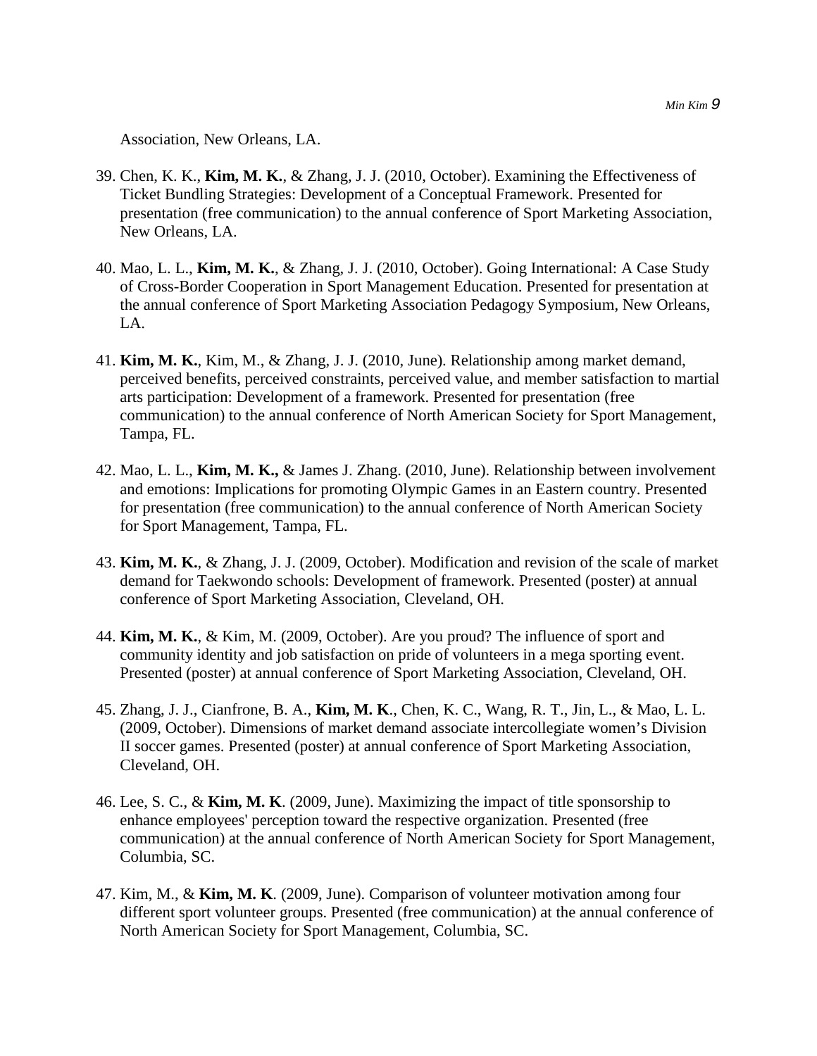Association, New Orleans, LA.

39. Chen, K. K., **Kim, M. K.**, & Zhang, J. J. (2010, October). Examining the Effectiveness of Ticket Bundling Strategies: Development of a Conceptual Framework. Presented for presentation (free communication) to the annual conference of Sport Marketing Association, New Orleans, LA.

40. Mao, L. L., **Kim, M. K.**, & Zhang, J. J. (2010, October). Going International: A Case Study of Cross-Border Cooperation in Sport Management Education. Presented for presentation at the annual conference of Sport Marketing Association Pedagogy Symposium, New Orleans, LA.

41. **Kim, M. K.**, Kim, M., & Zhang, J. J. (2010, June). Relationship among market demand, perceived benefits, perceived constraints, perceived value, and member satisfaction to martial arts participation: Development of a framework. Presented for presentation (free communication) to the annual conference of North American Society for Sport Management, Tampa, FL.

42. Mao, L. L., **Kim, M. K.,** & James J. Zhang. (2010, June). Relationship between involvement and emotions: Implications for promoting Olympic Games in an Eastern country. Presented for presentation (free communication) to the annual conference of North American Society for Sport Management, Tampa, FL.

43. **Kim, M. K.**, & Zhang, J. J. (2009, October). Modification and revision of the scale of market demand for Taekwondo schools: Development of framework. Presented (poster) at annual conference of Sport Marketing Association, Cleveland, OH.

44. **Kim, M. K.**, & Kim, M. (2009, October). Are you proud? The influence of sport and community identity and job satisfaction on pride of volunteers in a mega sporting event. Presented (poster) at annual conference of Sport Marketing Association, Cleveland, OH.

45. Zhang, J. J., Cianfrone, B. A., **Kim, M. K**., Chen, K. C., Wang, R. T., Jin, L., & Mao, L. L. (2009, October). Dimensions of market demand associate intercollegiate women's Division II soccer games. Presented (poster) at annual conference of Sport Marketing Association, Cleveland, OH.

46. Lee, S. C., & **Kim, M. K**. (2009, June). Maximizing the impact of title sponsorship to enhance employees' perception toward the respective organization. Presented (free communication) at the annual conference of North American Society for Sport Management, Columbia, SC.

47. Kim, M., & **Kim, M. K**. (2009, June). Comparison of volunteer motivation among four different sport volunteer groups. Presented (free communication) at the annual conference of North American Society for Sport Management, Columbia, SC.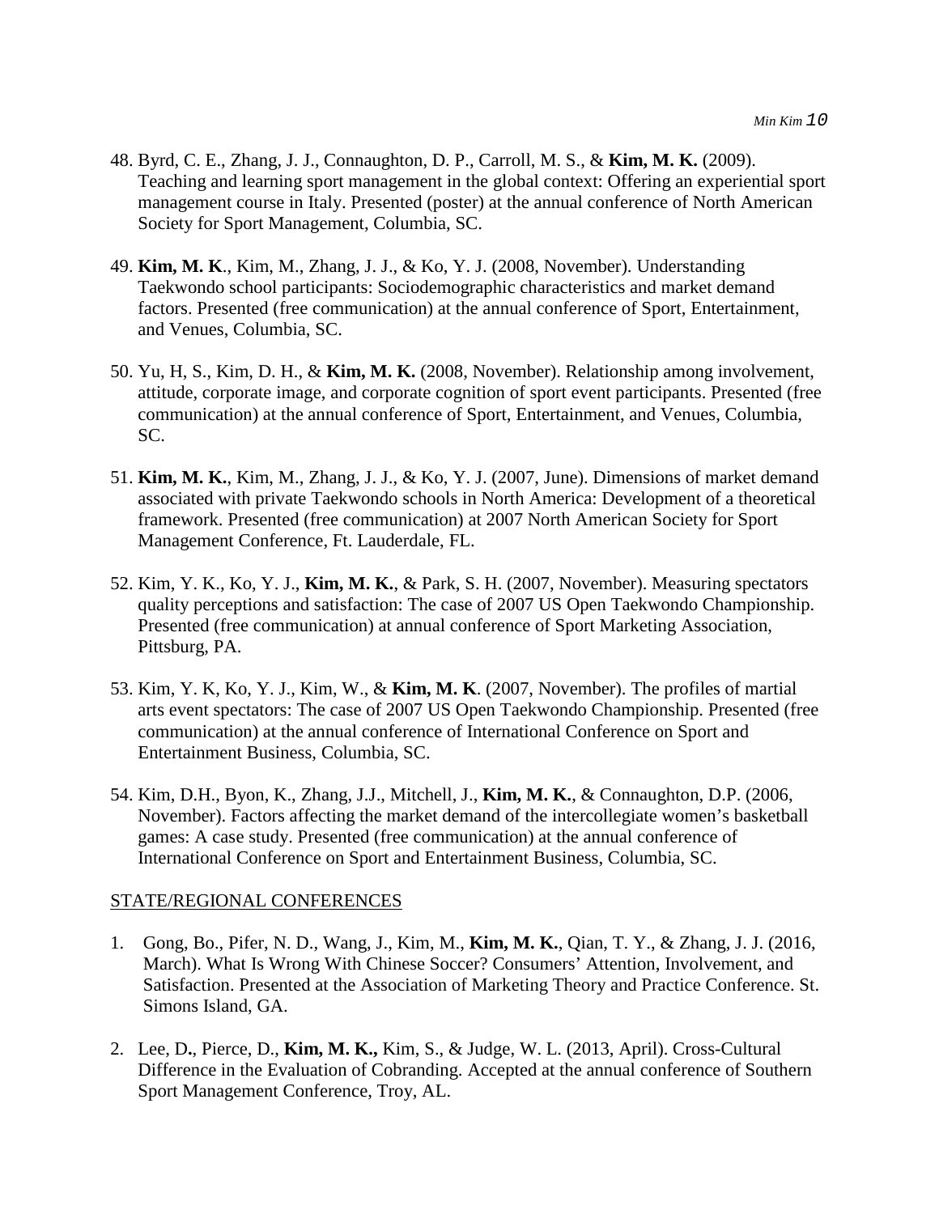48. Byrd, C. E., Zhang, J. J., Connaughton, D. P., Carroll, M. S., & **Kim, M. K.** (2009). Teaching and learning sport management in the global context: Offering an experiential sport management course in Italy. Presented (poster) at the annual conference of North American Society for Sport Management, Columbia, SC.

49. **Kim, M. K**., Kim, M., Zhang, J. J., & Ko, Y. J. (2008, November). Understanding Taekwondo school participants: Sociodemographic characteristics and market demand factors. Presented (free communication) at the annual conference of Sport, Entertainment, and Venues, Columbia, SC.

50. Yu, H, S., Kim, D. H., & **Kim, M. K.** (2008, November). Relationship among involvement, attitude, corporate image, and corporate cognition of sport event participants. Presented (free communication) at the annual conference of Sport, Entertainment, and Venues, Columbia, SC.

51. **Kim, M. K.**, Kim, M., Zhang, J. J., & Ko, Y. J. (2007, June). Dimensions of market demand associated with private Taekwondo schools in North America: Development of a theoretical framework. Presented (free communication) at 2007 North American Society for Sport Management Conference, Ft. Lauderdale, FL.

52. Kim, Y. K., Ko, Y. J., **Kim, M. K.**, & Park, S. H. (2007, November). Measuring spectators quality perceptions and satisfaction: The case of 2007 US Open Taekwondo Championship. Presented (free communication) at annual conference of Sport Marketing Association, Pittsburg, PA.

53. Kim, Y. K, Ko, Y. J., Kim, W., & **Kim, M. K**. (2007, November). The profiles of martial arts event spectators: The case of 2007 US Open Taekwondo Championship. Presented (free communication) at the annual conference of International Conference on Sport and Entertainment Business, Columbia, SC.

54. Kim, D.H., Byon, K., Zhang, J.J., Mitchell, J., **Kim, M. K.**, & Connaughton, D.P. (2006, November). Factors affecting the market demand of the intercollegiate women's basketball games: A case study. Presented (free communication) at the annual conference of International Conference on Sport and Entertainment Business, Columbia, SC.

STATE/REGIONAL CONFERENCES

1. Gong, Bo., Pifer, N. D., Wang, J., Kim, M., **Kim, M. K.**, Qian, T. Y., & Zhang, J. J. (2016, March). What Is Wrong With Chinese Soccer? Consumers' Attention, Involvement, and Satisfaction. Presented at the Association of Marketing Theory and Practice Conference. St. Simons Island, GA.

2. Lee, D**.**, Pierce, D., **Kim, M. K.,** Kim, S., & Judge, W. L. (2013, April). Cross-Cultural Difference in the Evaluation of Cobranding. Accepted at the annual conference of Southern Sport Management Conference, Troy, AL.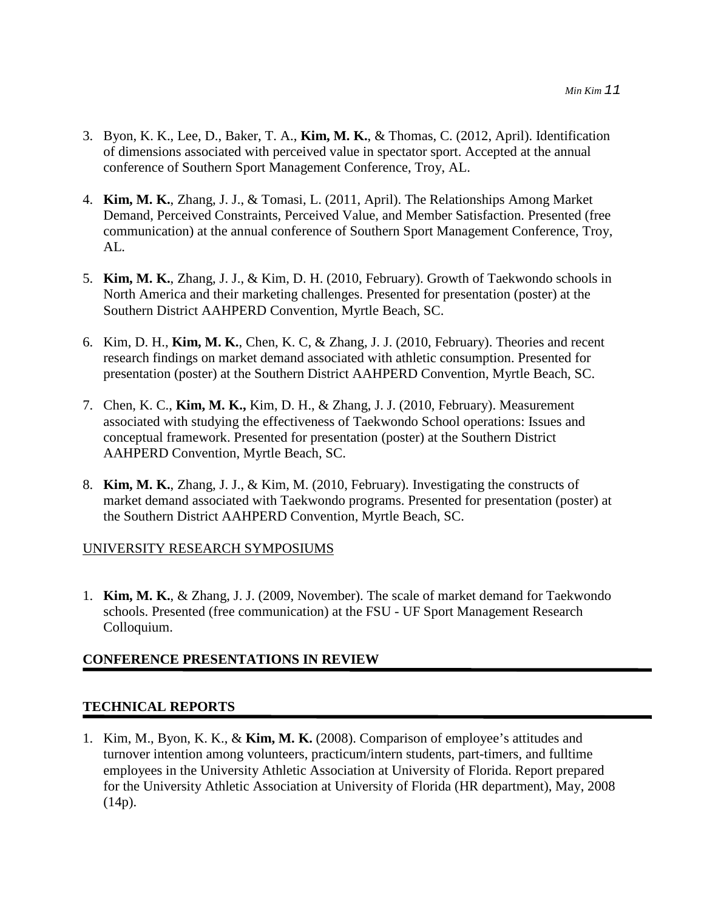3. Byon, K. K., Lee, D., Baker, T. A., **Kim, M. K.**, & Thomas, C. (2012, April). Identification of dimensions associated with perceived value in spectator sport. Accepted at the annual conference of Southern Sport Management Conference, Troy, AL.

4. **Kim, M. K.**, Zhang, J. J., & Tomasi, L. (2011, April). The Relationships Among Market Demand, Perceived Constraints, Perceived Value, and Member Satisfaction. Presented (free communication) at the annual conference of Southern Sport Management Conference, Troy, AL.

5. **Kim, M. K.**, Zhang, J. J., & Kim, D. H. (2010, February). Growth of Taekwondo schools in North America and their marketing challenges. Presented for presentation (poster) at the Southern District AAHPERD Convention, Myrtle Beach, SC.

6. Kim, D. H., **Kim, M. K.**, Chen, K. C, & Zhang, J. J. (2010, February). Theories and recent research findings on market demand associated with athletic consumption. Presented for presentation (poster) at the Southern District AAHPERD Convention, Myrtle Beach, SC.

7. Chen, K. C., **Kim, M. K.,** Kim, D. H., & Zhang, J. J. (2010, February). Measurement associated with studying the effectiveness of Taekwondo School operations: Issues and conceptual framework. Presented for presentation (poster) at the Southern District AAHPERD Convention, Myrtle Beach, SC.

8. **Kim, M. K.**, Zhang, J. J., & Kim, M. (2010, February). Investigating the constructs of market demand associated with Taekwondo programs. Presented for presentation (poster) at the Southern District AAHPERD Convention, Myrtle Beach, SC.

UNIVERSITY RESEARCH SYMPOSIUMS

1. **Kim, M. K.**, & Zhang, J. J. (2009, November). The scale of market demand for Taekwondo schools. Presented (free communication) at the FSU - UF Sport Management Research Colloquium.

## CONFERENCE PRESENTATIONS IN REVIEW

## TECHNICAL REPORTS

1. Kim, M., Byon, K. K., & **Kim, M. K.** (2008). Comparison of employee's attitudes and turnover intention among volunteers, practicum/intern students, part-timers, and fulltime employees in the University Athletic Association at University of Florida. Report prepared for the University Athletic Association at University of Florida (HR department), May, 2008 (14p).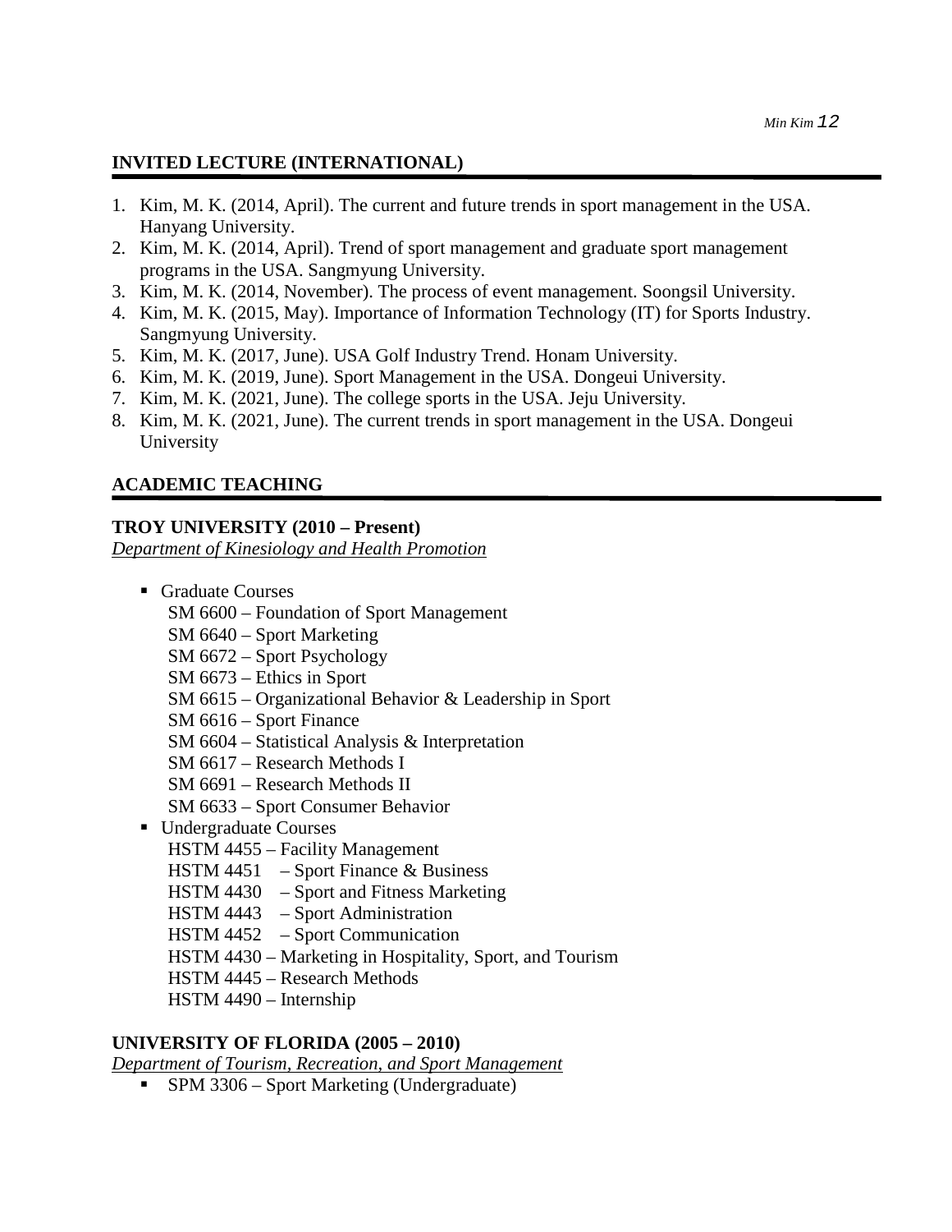## INVITED LECTURE (INTERNATIONAL)

1. Kim, M. K. (2014, April). The current and future trends in sport management in the USA. Hanyang University.
2. Kim, M. K. (2014, April). Trend of sport management and graduate sport management programs in the USA. Sangmyung University.
3. Kim, M. K. (2014, November). The process of event management. Soongsil University.
4. Kim, M. K. (2015, May). Importance of Information Technology (IT) for Sports Industry. Sangmyung University.
5. Kim, M. K. (2017, June). USA Golf Industry Trend. Honam University.
6. Kim, M. K. (2019, June). Sport Management in the USA. Dongeui University.
7. Kim, M. K. (2021, June). The college sports in the USA. Jeju University.
8. Kim, M. K. (2021, June). The current trends in sport management in the USA. Dongeui University

## ACADEMIC TEACHING

### TROY UNIVERSITY (2010 – Present)

*Department of Kinesiology and Health Promotion*

- Graduate Courses
  - SM 6600 – Foundation of Sport Management
  - SM 6640 – Sport Marketing
  - SM 6672 – Sport Psychology
  - SM 6673 – Ethics in Sport
  - SM 6615 – Organizational Behavior & Leadership in Sport
  - SM 6616 – Sport Finance
  - SM 6604 – Statistical Analysis & Interpretation
  - SM 6617 – Research Methods I
  - SM 6691 – Research Methods II
  - SM 6633 – Sport Consumer Behavior
- Undergraduate Courses
  - HSTM 4455 – Facility Management
  - HSTM 4451 – Sport Finance & Business
  - HSTM 4430 – Sport and Fitness Marketing
  - HSTM 4443 – Sport Administration
  - HSTM 4452 – Sport Communication
  - HSTM 4430 – Marketing in Hospitality, Sport, and Tourism
  - HSTM 4445 – Research Methods
  - HSTM 4490 – Internship

### UNIVERSITY OF FLORIDA (2005 – 2010)

*Department of Tourism, Recreation, and Sport Management*

- SPM 3306 – Sport Marketing (Undergraduate)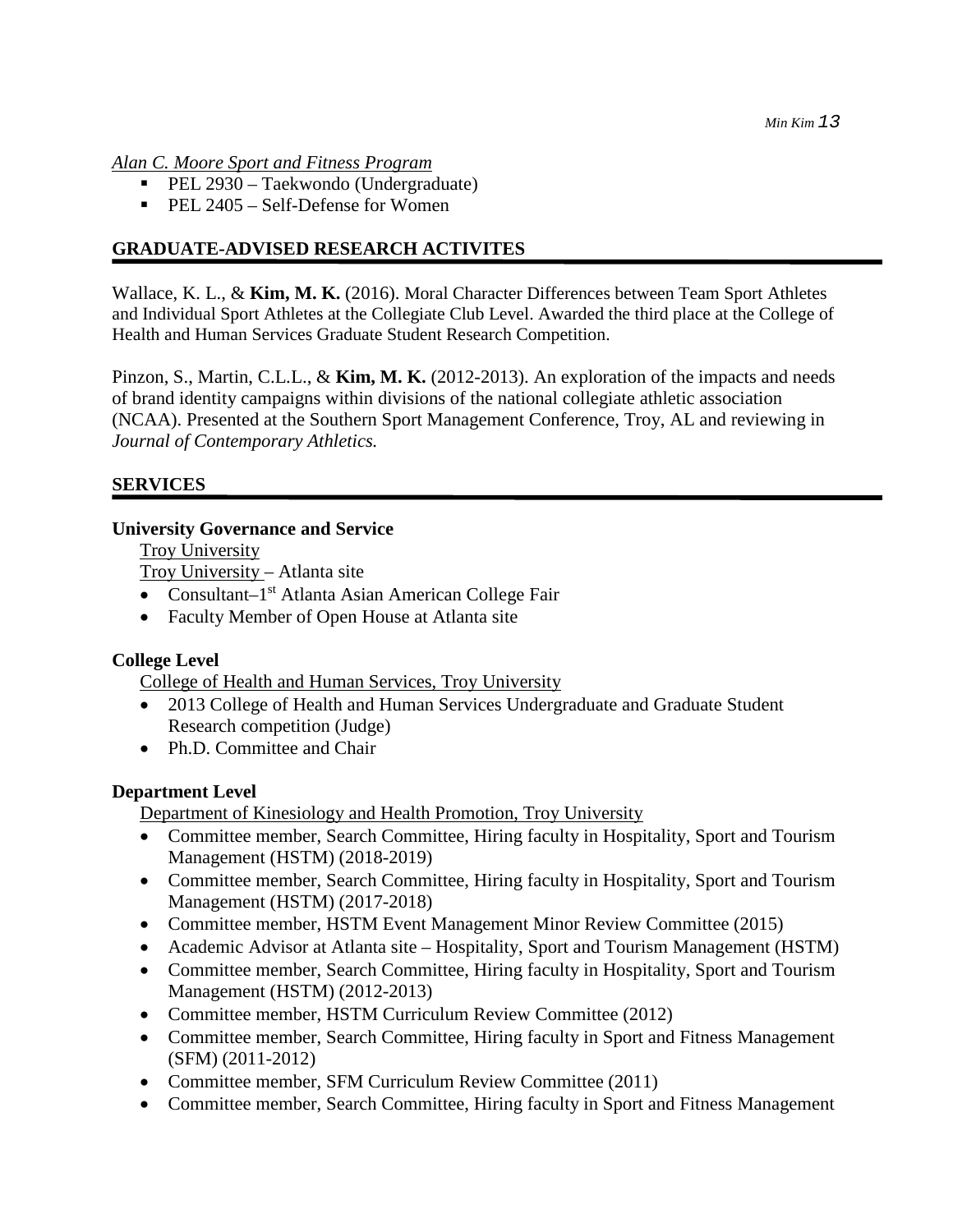*Alan C. Moore Sport and Fitness Program*

- PEL 2930 – Taekwondo (Undergraduate)
- PEL 2405 – Self-Defense for Women

## GRADUATE-ADVISED RESEARCH ACTIVITES

Wallace, K. L., & **Kim, M. K.** (2016). Moral Character Differences between Team Sport Athletes and Individual Sport Athletes at the Collegiate Club Level. Awarded the third place at the College of Health and Human Services Graduate Student Research Competition.

Pinzon, S., Martin, C.L.L., & **Kim, M. K.** (2012-2013). An exploration of the impacts and needs of brand identity campaigns within divisions of the national collegiate athletic association (NCAA). Presented at the Southern Sport Management Conference, Troy, AL and reviewing in *Journal of Contemporary Athletics.*

## SERVICES

**University Governance and Service**

Troy University

Troy University – Atlanta site

- Consultant–1st Atlanta Asian American College Fair
- Faculty Member of Open House at Atlanta site

**College Level**

College of Health and Human Services, Troy University

- 2013 College of Health and Human Services Undergraduate and Graduate Student Research competition (Judge)
- Ph.D. Committee and Chair

**Department Level**

Department of Kinesiology and Health Promotion, Troy University

- Committee member, Search Committee, Hiring faculty in Hospitality, Sport and Tourism Management (HSTM) (2018-2019)
- Committee member, Search Committee, Hiring faculty in Hospitality, Sport and Tourism Management (HSTM) (2017-2018)
- Committee member, HSTM Event Management Minor Review Committee (2015)
- Academic Advisor at Atlanta site – Hospitality, Sport and Tourism Management (HSTM)
- Committee member, Search Committee, Hiring faculty in Hospitality, Sport and Tourism Management (HSTM) (2012-2013)
- Committee member, HSTM Curriculum Review Committee (2012)
- Committee member, Search Committee, Hiring faculty in Sport and Fitness Management (SFM) (2011-2012)
- Committee member, SFM Curriculum Review Committee (2011)
- Committee member, Search Committee, Hiring faculty in Sport and Fitness Management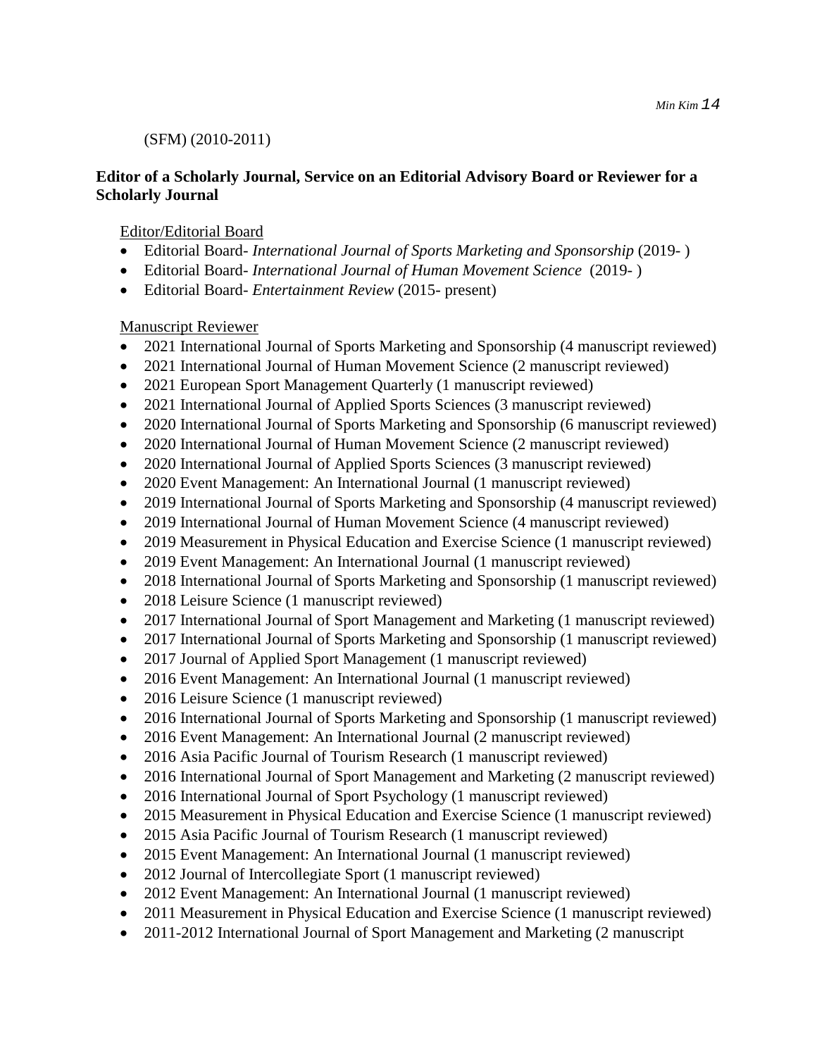(SFM) (2010-2011)

**Editor of a Scholarly Journal, Service on an Editorial Advisory Board or Reviewer for a Scholarly Journal**

Editor/Editorial Board

- Editorial Board- *International Journal of Sports Marketing and Sponsorship* (2019- )
- Editorial Board- *International Journal of Human Movement Science* (2019- )
- Editorial Board- *Entertainment Review* (2015- present)

Manuscript Reviewer

- 2021 International Journal of Sports Marketing and Sponsorship (4 manuscript reviewed)
- 2021 International Journal of Human Movement Science (2 manuscript reviewed)
- 2021 European Sport Management Quarterly (1 manuscript reviewed)
- 2021 International Journal of Applied Sports Sciences (3 manuscript reviewed)
- 2020 International Journal of Sports Marketing and Sponsorship (6 manuscript reviewed)
- 2020 International Journal of Human Movement Science (2 manuscript reviewed)
- 2020 International Journal of Applied Sports Sciences (3 manuscript reviewed)
- 2020 Event Management: An International Journal (1 manuscript reviewed)
- 2019 International Journal of Sports Marketing and Sponsorship (4 manuscript reviewed)
- 2019 International Journal of Human Movement Science (4 manuscript reviewed)
- 2019 Measurement in Physical Education and Exercise Science (1 manuscript reviewed)
- 2019 Event Management: An International Journal (1 manuscript reviewed)
- 2018 International Journal of Sports Marketing and Sponsorship (1 manuscript reviewed)
- 2018 Leisure Science (1 manuscript reviewed)
- 2017 International Journal of Sport Management and Marketing (1 manuscript reviewed)
- 2017 International Journal of Sports Marketing and Sponsorship (1 manuscript reviewed)
- 2017 Journal of Applied Sport Management (1 manuscript reviewed)
- 2016 Event Management: An International Journal (1 manuscript reviewed)
- 2016 Leisure Science (1 manuscript reviewed)
- 2016 International Journal of Sports Marketing and Sponsorship (1 manuscript reviewed)
- 2016 Event Management: An International Journal (2 manuscript reviewed)
- 2016 Asia Pacific Journal of Tourism Research (1 manuscript reviewed)
- 2016 International Journal of Sport Management and Marketing (2 manuscript reviewed)
- 2016 International Journal of Sport Psychology (1 manuscript reviewed)
- 2015 Measurement in Physical Education and Exercise Science (1 manuscript reviewed)
- 2015 Asia Pacific Journal of Tourism Research (1 manuscript reviewed)
- 2015 Event Management: An International Journal (1 manuscript reviewed)
- 2012 Journal of Intercollegiate Sport (1 manuscript reviewed)
- 2012 Event Management: An International Journal (1 manuscript reviewed)
- 2011 Measurement in Physical Education and Exercise Science (1 manuscript reviewed)
- 2011-2012 International Journal of Sport Management and Marketing (2 manuscript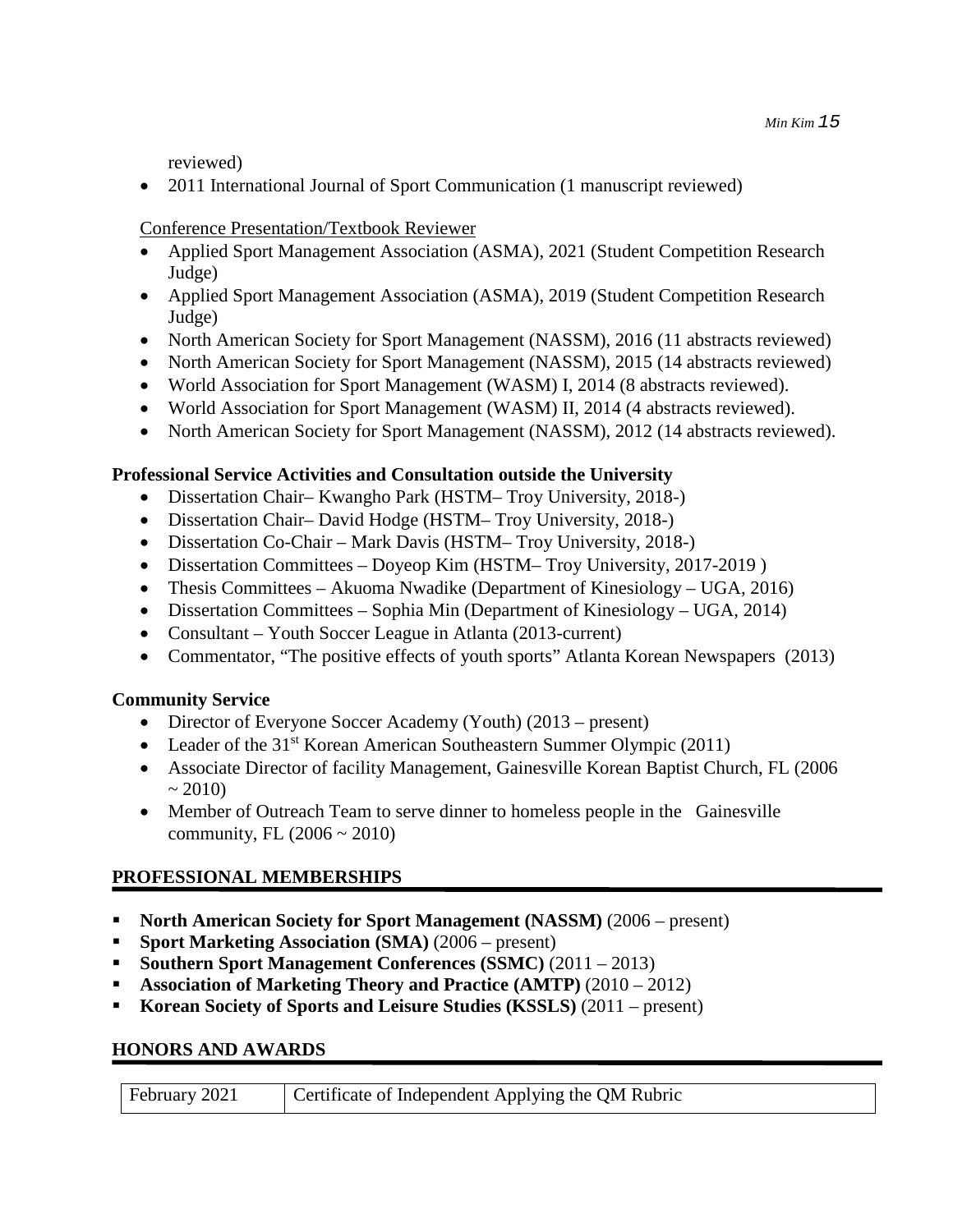reviewed)

- 2011 International Journal of Sport Communication (1 manuscript reviewed)

Conference Presentation/Textbook Reviewer

- Applied Sport Management Association (ASMA), 2021 (Student Competition Research Judge)
- Applied Sport Management Association (ASMA), 2019 (Student Competition Research Judge)
- North American Society for Sport Management (NASSM), 2016 (11 abstracts reviewed)
- North American Society for Sport Management (NASSM), 2015 (14 abstracts reviewed)
- World Association for Sport Management (WASM) I, 2014 (8 abstracts reviewed).
- World Association for Sport Management (WASM) II, 2014 (4 abstracts reviewed).
- North American Society for Sport Management (NASSM), 2012 (14 abstracts reviewed).

**Professional Service Activities and Consultation outside the University**

- Dissertation Chair– Kwangho Park (HSTM– Troy University, 2018-)
- Dissertation Chair– David Hodge (HSTM– Troy University, 2018-)
- Dissertation Co-Chair – Mark Davis (HSTM– Troy University, 2018-)
- Dissertation Committees – Doyeop Kim (HSTM– Troy University, 2017-2019 )
- Thesis Committees – Akuoma Nwadike (Department of Kinesiology – UGA, 2016)
- Dissertation Committees – Sophia Min (Department of Kinesiology – UGA, 2014)
- Consultant – Youth Soccer League in Atlanta (2013-current)
- Commentator, "The positive effects of youth sports" Atlanta Korean Newspapers (2013)

**Community Service**

- Director of Everyone Soccer Academy (Youth) (2013 – present)
- Leader of the 31st Korean American Southeastern Summer Olympic (2011)
- Associate Director of facility Management, Gainesville Korean Baptist Church, FL (2006 ~ 2010)
- Member of Outreach Team to serve dinner to homeless people in the Gainesville community, FL (2006 ~ 2010)

## PROFESSIONAL MEMBERSHIPS

- **North American Society for Sport Management (NASSM)** (2006 – present)
- **Sport Marketing Association (SMA)** (2006 – present)
- **Southern Sport Management Conferences (SSMC)** (2011 – 2013)
- **Association of Marketing Theory and Practice (AMTP)** (2010 – 2012)
- **Korean Society of Sports and Leisure Studies (KSSLS)** (2011 – present)

## HONORS AND AWARDS

| February 2021 | Certificate of Independent Applying the QM Rubric |
|---|---|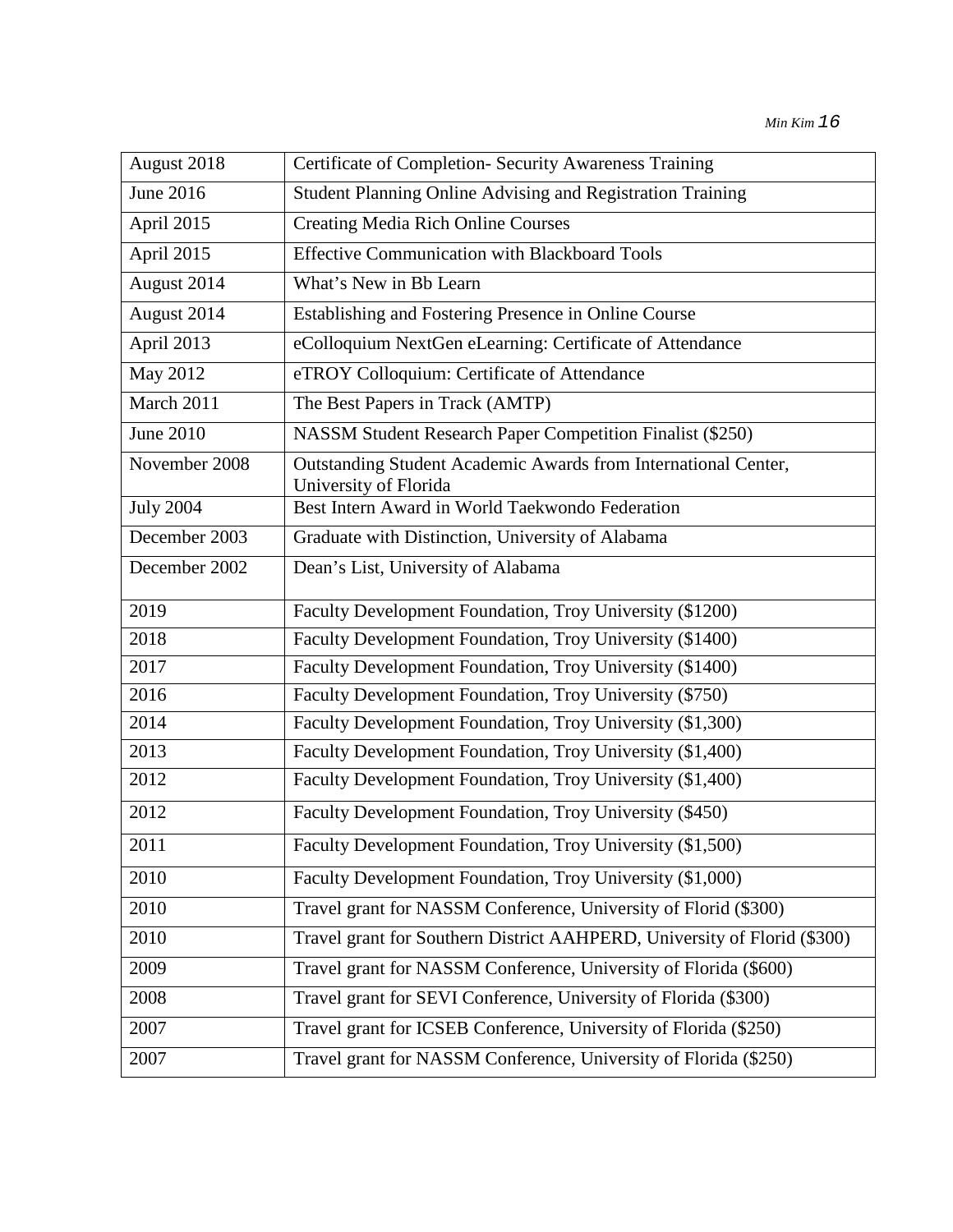| | |
|---|---|
| August 2018 | Certificate of Completion- Security Awareness Training |
| June 2016 | Student Planning Online Advising and Registration Training |
| April 2015 | Creating Media Rich Online Courses |
| April 2015 | Effective Communication with Blackboard Tools |
| August 2014 | What's New in Bb Learn |
| August 2014 | Establishing and Fostering Presence in Online Course |
| April 2013 | eColloquium NextGen eLearning: Certificate of Attendance |
| May 2012 | eTROY Colloquium: Certificate of Attendance |
| March 2011 | The Best Papers in Track (AMTP) |
| June 2010 | NASSM Student Research Paper Competition Finalist ($250) |
| November 2008 | Outstanding Student Academic Awards from International Center, University of Florida |
| July 2004 | Best Intern Award in World Taekwondo Federation |
| December 2003 | Graduate with Distinction, University of Alabama |
| December 2002 | Dean's List, University of Alabama |
| 2019 | Faculty Development Foundation, Troy University ($1200) |
| 2018 | Faculty Development Foundation, Troy University ($1400) |
| 2017 | Faculty Development Foundation, Troy University ($1400) |
| 2016 | Faculty Development Foundation, Troy University ($750) |
| 2014 | Faculty Development Foundation, Troy University ($1,300) |
| 2013 | Faculty Development Foundation, Troy University ($1,400) |
| 2012 | Faculty Development Foundation, Troy University ($1,400) |
| 2012 | Faculty Development Foundation, Troy University ($450) |
| 2011 | Faculty Development Foundation, Troy University ($1,500) |
| 2010 | Faculty Development Foundation, Troy University ($1,000) |
| 2010 | Travel grant for NASSM Conference, University of Florid ($300) |
| 2010 | Travel grant for Southern District AAHPERD, University of Florid ($300) |
| 2009 | Travel grant for NASSM Conference, University of Florida ($600) |
| 2008 | Travel grant for SEVI Conference, University of Florida ($300) |
| 2007 | Travel grant for ICSEB Conference, University of Florida ($250) |
| 2007 | Travel grant for NASSM Conference, University of Florida ($250) |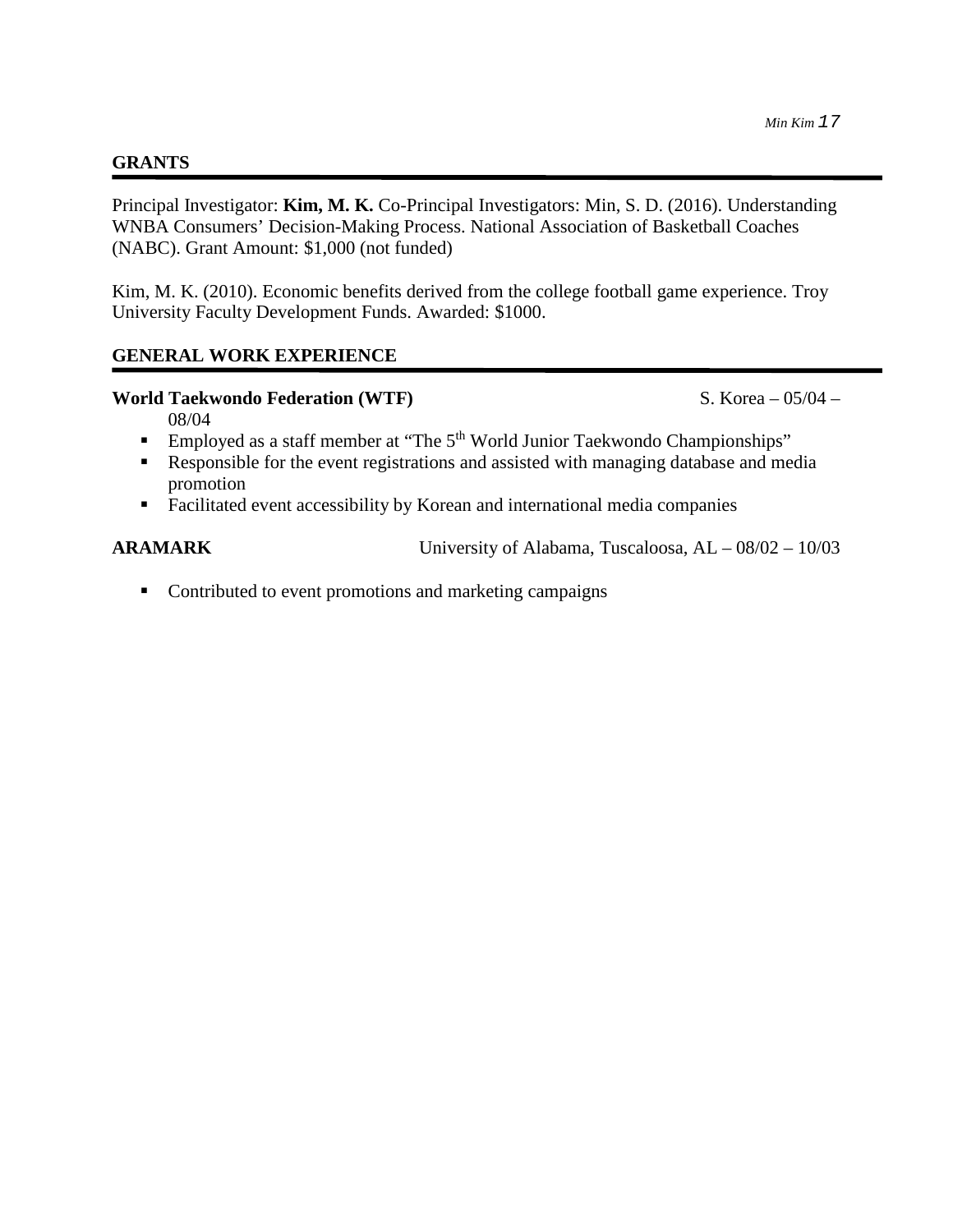## GRANTS

Principal Investigator: **Kim, M. K.** Co-Principal Investigators: Min, S. D. (2016). Understanding WNBA Consumers' Decision-Making Process. National Association of Basketball Coaches (NABC). Grant Amount: $1,000 (not funded)

Kim, M. K. (2010). Economic benefits derived from the college football game experience. Troy University Faculty Development Funds. Awarded: $1000.

## GENERAL WORK EXPERIENCE

**World Taekwondo Federation (WTF)** S. Korea – 05/04 – 08/04

- Employed as a staff member at "The 5th World Junior Taekwondo Championships"
- Responsible for the event registrations and assisted with managing database and media promotion
- Facilitated event accessibility by Korean and international media companies

**ARAMARK** University of Alabama, Tuscaloosa, AL – 08/02 – 10/03

- Contributed to event promotions and marketing campaigns